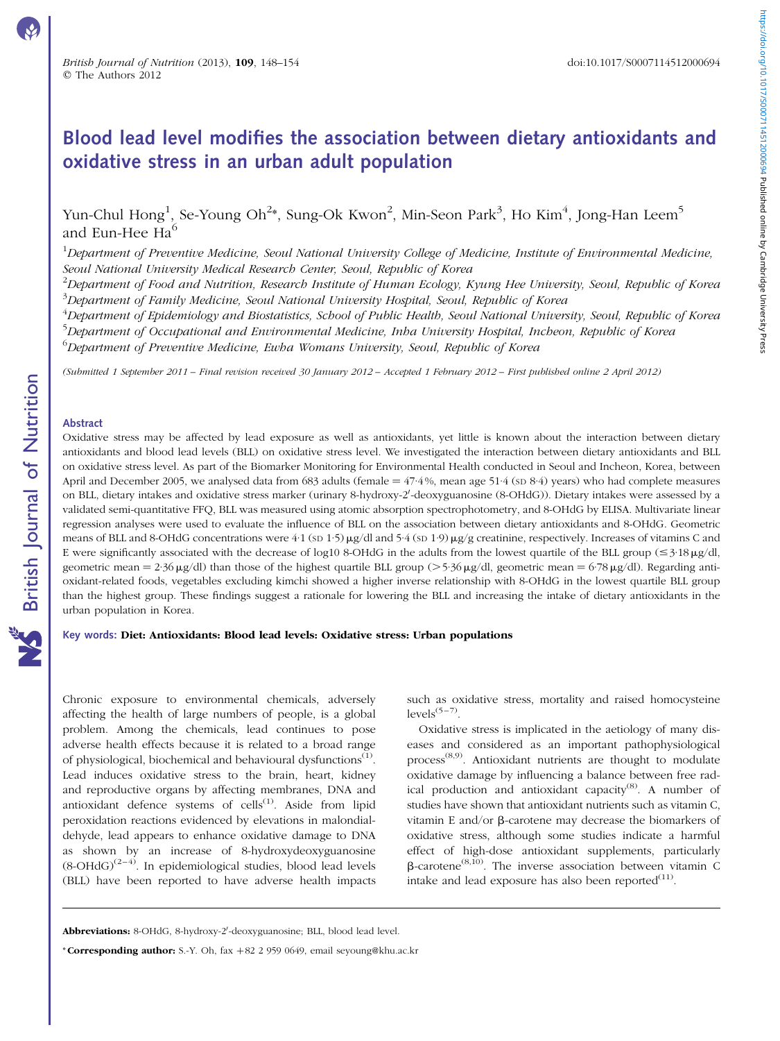# Blood lead level modifies the association between dietary antioxidants and oxidative stress in an urban adult population

Yun-Chul Hong[1], Se-Young Oh[2]*, Sung-Ok Kwon[2], Min-Seon Park[3], Ho Kim[4], Jong-Han Leem[5] and Eun-Hee Ha[6]

[1]*Department of Preventive Medicine, Seoul National University College of Medicine, Institute of Environmental Medicine, Seoul National University Medical Research Center, Seoul, Republic of Korea*
[2]*Department of Food and Nutrition, Research Institute of Human Ecology, Kyung Hee University, Seoul, Republic of Korea*
[3]*Department of Family Medicine, Seoul National University Hospital, Seoul, Republic of Korea*
[4]*Department of Epidemiology and Biostatistics, School of Public Health, Seoul National University, Seoul, Republic of Korea*
[5]*Department of Occupational and Environmental Medicine, Inha University Hospital, Incheon, Republic of Korea*
[6]*Department of Preventive Medicine, Ewha Womans University, Seoul, Republic of Korea*

*(Submitted 1 September 2011 – Final revision received 30 January 2012 – Accepted 1 February 2012 – First published online 2 April 2012)*

## Abstract

Oxidative stress may be affected by lead exposure as well as antioxidants, yet little is known about the interaction between dietary antioxidants and blood lead levels (BLL) on oxidative stress level. We investigated the interaction between dietary antioxidants and BLL on oxidative stress level. As part of the Biomarker Monitoring for Environmental Health conducted in Seoul and Incheon, Korea, between April and December 2005, we analysed data from 683 adults (female = 47·4 %, mean age 51·4 (SD 8·4) years) who had complete measures on BLL, dietary intakes and oxidative stress marker (urinary 8-hydroxy-2′-deoxyguanosine (8-OHdG)). Dietary intakes were assessed by a validated semi-quantitative FFQ, BLL was measured using atomic absorption spectrophotometry, and 8-OHdG by ELISA. Multivariate linear regression analyses were used to evaluate the influence of BLL on the association between dietary antioxidants and 8-OHdG. Geometric means of BLL and 8-OHdG concentrations were 4·1 (SD 1·5) μg/dl and 5·4 (SD 1·9) μg/g creatinine, respectively. Increases of vitamins C and E were significantly associated with the decrease of log10 8-OHdG in the adults from the lowest quartile of the BLL group (≤3·18 μg/dl, geometric mean = 2·36 μg/dl) than those of the highest quartile BLL group (>5·36 μg/dl, geometric mean = 6·78 μg/dl). Regarding antioxidant-related foods, vegetables excluding kimchi showed a higher inverse relationship with 8-OHdG in the lowest quartile BLL group than the highest group. These findings suggest a rationale for lowering the BLL and increasing the intake of dietary antioxidants in the urban population in Korea.

**Key words:** **Diet: Antioxidants: Blood lead levels: Oxidative stress: Urban populations**

Chronic exposure to environmental chemicals, adversely affecting the health of large numbers of people, is a global problem. Among the chemicals, lead continues to pose adverse health effects because it is related to a broad range of physiological, biochemical and behavioural dysfunctions[1]. Lead induces oxidative stress to the brain, heart, kidney and reproductive organs by affecting membranes, DNA and antioxidant defence systems of cells[1]. Aside from lipid peroxidation reactions evidenced by elevations in malondialdehyde, lead appears to enhance oxidative damage to DNA as shown by an increase of 8-hydroxydeoxyguanosine (8-OHdG)[2–4]. In epidemiological studies, blood lead levels (BLL) have been reported to have adverse health impacts such as oxidative stress, mortality and raised homocysteine levels[5–7].

Oxidative stress is implicated in the aetiology of many diseases and considered as an important pathophysiological process[8,9]. Antioxidant nutrients are thought to modulate oxidative damage by influencing a balance between free radical production and antioxidant capacity[8]. A number of studies have shown that antioxidant nutrients such as vitamin C, vitamin E and/or β-carotene may decrease the biomarkers of oxidative stress, although some studies indicate a harmful effect of high-dose antioxidant supplements, particularly β-carotene[8,10]. The inverse association between vitamin C intake and lead exposure has also been reported[11].

---

**Abbreviations:** 8-OHdG, 8-hydroxy-2′-deoxyguanosine; BLL, blood lead level.

\* **Corresponding author:** S.-Y. Oh, fax +82 2 959 0649, email seyoung@khu.ac.kr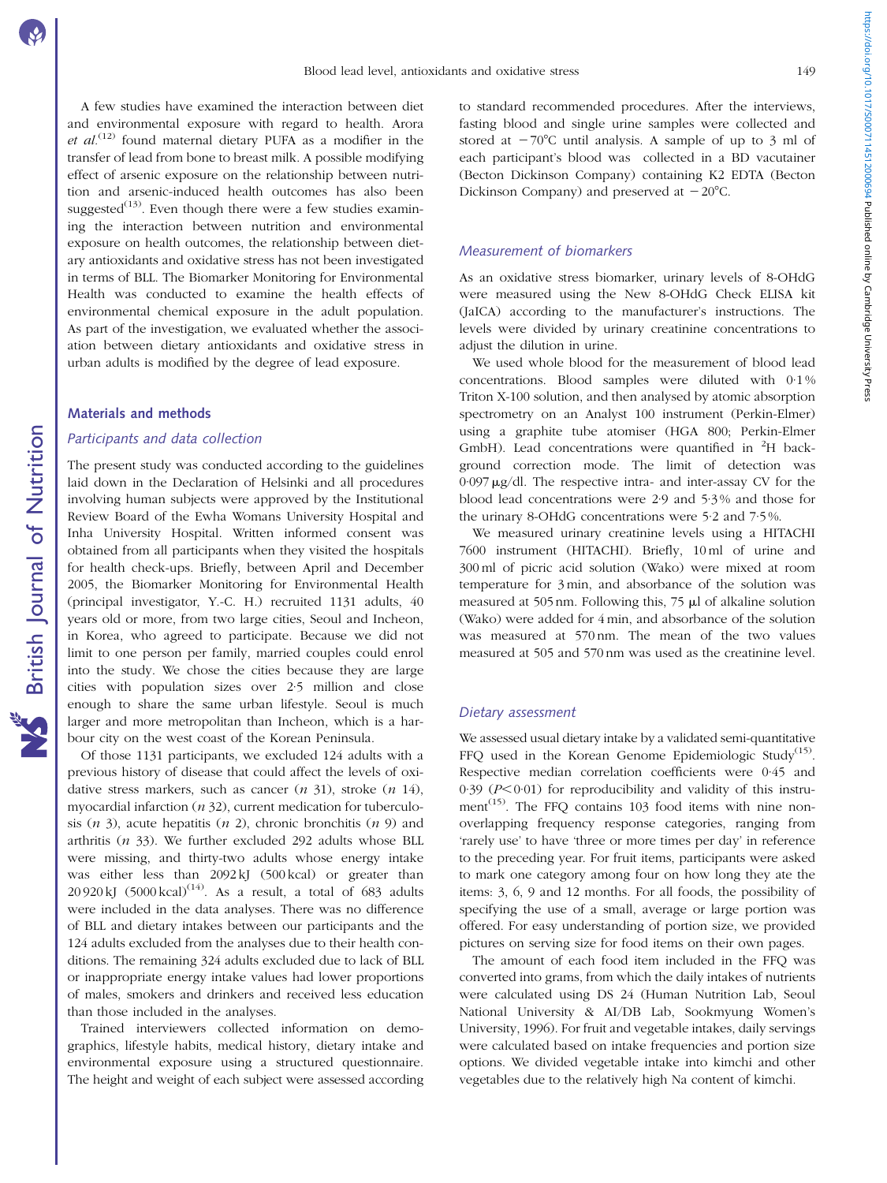A few studies have examined the interaction between diet and environmental exposure with regard to health. Arora *et al.*[12] found maternal dietary PUFA as a modifier in the transfer of lead from bone to breast milk. A possible modifying effect of arsenic exposure on the relationship between nutrition and arsenic-induced health outcomes has also been suggested[13]. Even though there were a few studies examining the interaction between nutrition and environmental exposure on health outcomes, the relationship between dietary antioxidants and oxidative stress has not been investigated in terms of BLL. The Biomarker Monitoring for Environmental Health was conducted to examine the health effects of environmental chemical exposure in the adult population. As part of the investigation, we evaluated whether the association between dietary antioxidants and oxidative stress in urban adults is modified by the degree of lead exposure.

## Materials and methods

### Participants and data collection

The present study was conducted according to the guidelines laid down in the Declaration of Helsinki and all procedures involving human subjects were approved by the Institutional Review Board of the Ewha Womans University Hospital and Inha University Hospital. Written informed consent was obtained from all participants when they visited the hospitals for health check-ups. Briefly, between April and December 2005, the Biomarker Monitoring for Environmental Health (principal investigator, Y.-C. H.) recruited 1131 adults, 40 years old or more, from two large cities, Seoul and Incheon, in Korea, who agreed to participate. Because we did not limit to one person per family, married couples could enrol into the study. We chose the cities because they are large cities with population sizes over 2·5 million and close enough to share the same urban lifestyle. Seoul is much larger and more metropolitan than Incheon, which is a harbour city on the west coast of the Korean Peninsula.

Of those 1131 participants, we excluded 124 adults with a previous history of disease that could affect the levels of oxidative stress markers, such as cancer (*n* 31), stroke (*n* 14), myocardial infarction (*n* 32), current medication for tuberculosis (*n* 3), acute hepatitis (*n* 2), chronic bronchitis (*n* 9) and arthritis (*n* 33). We further excluded 292 adults whose BLL were missing, and thirty-two adults whose energy intake was either less than 2092 kJ (500 kcal) or greater than 20 920 kJ (5000 kcal)[14]. As a result, a total of 683 adults were included in the data analyses. There was no difference of BLL and dietary intakes between our participants and the 124 adults excluded from the analyses due to their health conditions. The remaining 324 adults excluded due to lack of BLL or inappropriate energy intake values had lower proportions of males, smokers and drinkers and received less education than those included in the analyses.

Trained interviewers collected information on demographics, lifestyle habits, medical history, dietary intake and environmental exposure using a structured questionnaire. The height and weight of each subject were assessed according to standard recommended procedures. After the interviews, fasting blood and single urine samples were collected and stored at −70°C until analysis. A sample of up to 3 ml of each participant's blood was collected in a BD vacutainer (Becton Dickinson Company) containing K2 EDTA (Becton Dickinson Company) and preserved at −20°C.

### Measurement of biomarkers

As an oxidative stress biomarker, urinary levels of 8-OHdG were measured using the New 8-OHdG Check ELISA kit (JaICA) according to the manufacturer's instructions. The levels were divided by urinary creatinine concentrations to adjust the dilution in urine.

We used whole blood for the measurement of blood lead concentrations. Blood samples were diluted with 0·1 % Triton X-100 solution, and then analysed by atomic absorption spectrometry on an Analyst 100 instrument (Perkin-Elmer) using a graphite tube atomiser (HGA 800; Perkin-Elmer GmbH). Lead concentrations were quantified in $^{2}$H background correction mode. The limit of detection was 0·097 μg/dl. The respective intra- and inter-assay CV for the blood lead concentrations were 2·9 and 5·3 % and those for the urinary 8-OHdG concentrations were 5·2 and 7·5 %.

We measured urinary creatinine levels using a HITACHI 7600 instrument (HITACHI). Briefly, 10 ml of urine and 300 ml of picric acid solution (Wako) were mixed at room temperature for 3 min, and absorbance of the solution was measured at 505 nm. Following this, 75 μl of alkaline solution (Wako) were added for 4 min, and absorbance of the solution was measured at 570 nm. The mean of the two values measured at 505 and 570 nm was used as the creatinine level.

### Dietary assessment

We assessed usual dietary intake by a validated semi-quantitative FFQ used in the Korean Genome Epidemiologic Study[15]. Respective median correlation coefficients were 0·45 and 0·39 ($P$ < 0·01) for reproducibility and validity of this instrument[15]. The FFQ contains 103 food items with nine non-overlapping frequency response categories, ranging from 'rarely use' to have 'three or more times per day' in reference to the preceding year. For fruit items, participants were asked to mark one category among four on how long they ate the items: 3, 6, 9 and 12 months. For all foods, the possibility of specifying the use of a small, average or large portion was offered. For easy understanding of portion size, we provided pictures on serving size for food items on their own pages.

The amount of each food item included in the FFQ was converted into grams, from which the daily intakes of nutrients were calculated using DS 24 (Human Nutrition Lab, Seoul National University & AI/DB Lab, Sookmyung Women's University, 1996). For fruit and vegetable intakes, daily servings were calculated based on intake frequencies and portion size options. We divided vegetable intake into kimchi and other vegetables due to the relatively high Na content of kimchi.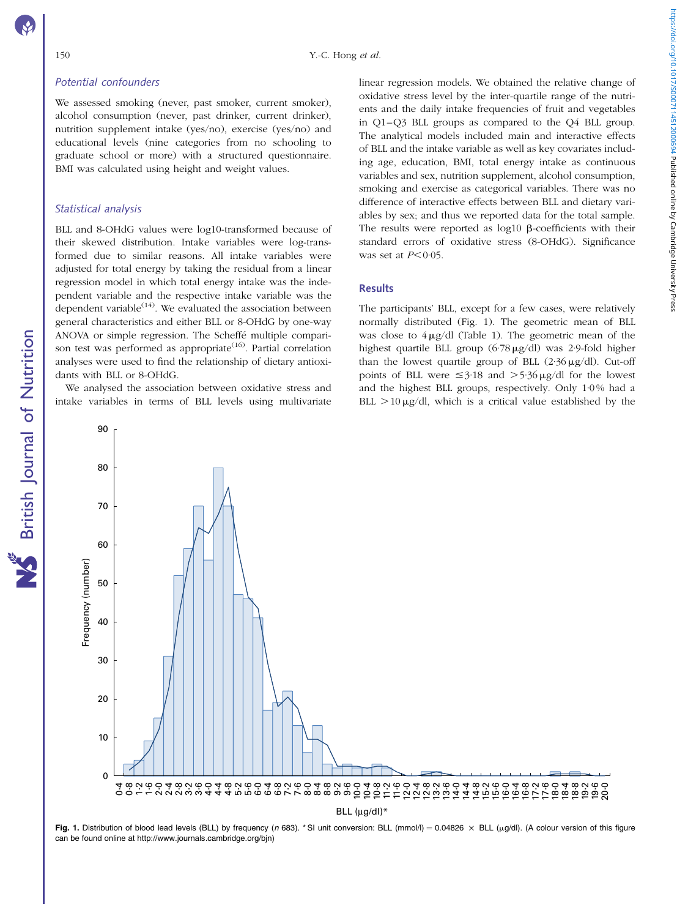### Potential confounders

We assessed smoking (never, past smoker, current smoker), alcohol consumption (never, past drinker, current drinker), nutrition supplement intake (yes/no), exercise (yes/no) and educational levels (nine categories from no schooling to graduate school or more) with a structured questionnaire. BMI was calculated using height and weight values.

### Statistical analysis

BLL and 8-OHdG values were log10-transformed because of their skewed distribution. Intake variables were log-transformed due to similar reasons. All intake variables were adjusted for total energy by taking the residual from a linear regression model in which total energy intake was the independent variable and the respective intake variable was the dependent variable[14]. We evaluated the association between general characteristics and either BLL or 8-OHdG by one-way ANOVA or simple regression. The Scheffé multiple comparison test was performed as appropriate[16]. Partial correlation analyses were used to find the relationship of dietary antioxidants with BLL or 8-OHdG.

We analysed the association between oxidative stress and intake variables in terms of BLL levels using multivariate linear regression models. We obtained the relative change of oxidative stress level by the inter-quartile range of the nutrients and the daily intake frequencies of fruit and vegetables in Q1–Q3 BLL groups as compared to the Q4 BLL group. The analytical models included main and interactive effects of BLL and the intake variable as well as key covariates including age, education, BMI, total energy intake as continuous variables and sex, nutrition supplement, alcohol consumption, smoking and exercise as categorical variables. There was no difference of interactive effects between BLL and dietary variables by sex; and thus we reported data for the total sample. The results were reported as log10 β-coefficients with their standard errors of oxidative stress (8-OHdG). Significance was set at $P < 0{\cdot}05$.

## Results

The participants' BLL, except for a few cases, were relatively normally distributed (Fig. 1). The geometric mean of BLL was close to 4 μg/dl (Table 1). The geometric mean of the highest quartile BLL group (6·78 μg/dl) was 2·9-fold higher than the lowest quartile group of BLL (2·36 μg/dl). Cut-off points of BLL were ≤3·18 and >5·36 μg/dl for the lowest and the highest BLL groups, respectively. Only 1·0 % had a BLL >10 μg/dl, which is a critical value established by the

**Fig. 1.** Distribution of blood lead levels (BLL) by frequency (*n* 683). * SI unit conversion: BLL (mmol/l) = 0.04826 × BLL (μg/dl). (A colour version of this figure can be found online at http://www.journals.cambridge.org/bjn)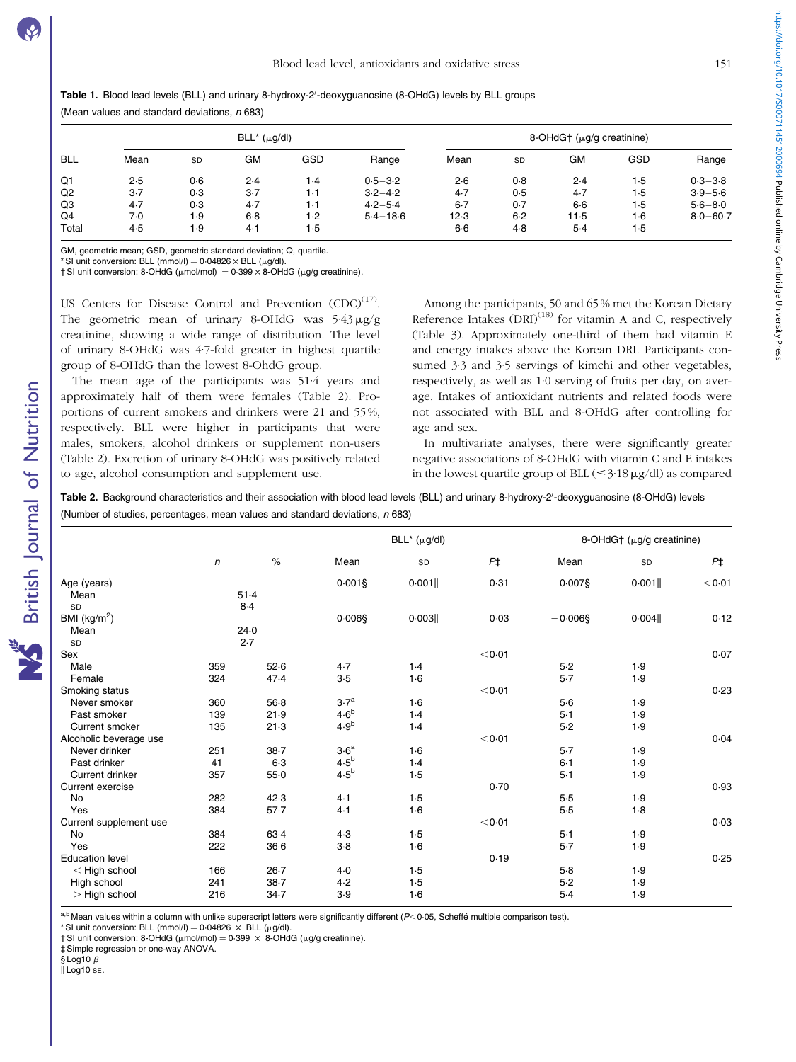**Table 1.** Blood lead levels (BLL) and urinary 8-hydroxy-2′-deoxyguanosine (8-OHdG) levels by BLL groups

(Mean values and standard deviations, *n* 683)

| | BLL* (μg/dl) | | | | | 8-OHdG† (μg/g creatinine) | | | | |
|---|---|---|---|---|---|---|---|---|---|---|
| BLL | Mean | SD | GM | GSD | Range | Mean | SD | GM | GSD | Range |
| Q1 | 2·5 | 0·6 | 2·4 | 1·4 | 0·5–3·2 | 2·6 | 0·8 | 2·4 | 1·5 | 0·3–3·8 |
| Q2 | 3·7 | 0·3 | 3·7 | 1·1 | 3·2–4·2 | 4·7 | 0·5 | 4·7 | 1·5 | 3·9–5·6 |
| Q3 | 4·7 | 0·3 | 4·7 | 1·1 | 4·2–5·4 | 6·7 | 0·7 | 6·6 | 1·5 | 5·6–8·0 |
| Q4 | 7·0 | 1·9 | 6·8 | 1·2 | 5·4–18·6 | 12·3 | 6·2 | 11·5 | 1·6 | 8·0–60·7 |
| Total | 4·5 | 1·9 | 4·1 | 1·5 | | 6·6 | 4·8 | 5·4 | 1·5 | |

GM, geometric mean; GSD, geometric standard deviation; Q, quartile.

\* SI unit conversion: BLL (mmol/l) = 0·04826 × BLL (μg/dl).

† SI unit conversion: 8-OHdG (μmol/mol) = 0·399 × 8-OHdG (μg/g creatinine).

US Centers for Disease Control and Prevention (CDC)[17]. The geometric mean of urinary 8-OHdG was 5·43 μg/g creatinine, showing a wide range of distribution. The level of urinary 8-OHdG was 4·7-fold greater in highest quartile group of 8-OHdG than the lowest 8-OhdG group.

The mean age of the participants was 51·4 years and approximately half of them were females (Table 2). Proportions of current smokers and drinkers were 21 and 55 %, respectively. BLL were higher in participants that were males, smokers, alcohol drinkers or supplement non-users (Table 2). Excretion of urinary 8-OHdG was positively related to age, alcohol consumption and supplement use.

Among the participants, 50 and 65 % met the Korean Dietary Reference Intakes (DRI)[18] for vitamin A and C, respectively (Table 3). Approximately one-third of them had vitamin E and energy intakes above the Korean DRI. Participants consumed 3·3 and 3·5 servings of kimchi and other vegetables, respectively, as well as 1·0 serving of fruits per day, on average. Intakes of antioxidant nutrients and related foods were not associated with BLL and 8-OHdG after controlling for age and sex.

In multivariate analyses, there were significantly greater negative associations of 8-OHdG with vitamin C and E intakes in the lowest quartile group of BLL (≤3·18 μg/dl) as compared

**Table 2.** Background characteristics and their association with blood lead levels (BLL) and urinary 8-hydroxy-2′-deoxyguanosine (8-OHdG) levels

(Number of studies, percentages, mean values and standard deviations, *n* 683)

| | *n* | % | BLL* (μg/dl) | | | 8-OHdG† (μg/g creatinine) | | |
|---|---|---|---|---|---|---|---|---|
| | | | Mean | SD | P‡ | Mean | SD | P‡ |
| Age (years) | | | −0·001§ | 0·001‖ | 0·31 | 0·007§ | 0·001‖ | <0·01 |
| Mean | | 51·4 | | | | | | |
| SD | | 8·4 | | | | | | |
| BMI (kg/m²) | | | 0·006§ | 0·003‖ | 0·03 | −0·006§ | 0·004‖ | 0·12 |
| Mean | | 24·0 | | | | | | |
| SD | | 2·7 | | | | | | |
| Sex | | | | | <0·01 | | | 0·07 |
| Male | 359 | 52·6 | 4·7 | 1·4 | | 5·2 | 1·9 | |
| Female | 324 | 47·4 | 3·5 | 1·6 | | 5·7 | 1·9 | |
| Smoking status | | | | | <0·01 | | | 0·23 |
| Never smoker | 360 | 56·8 | 3·7[a] | 1·6 | | 5·6 | 1·9 | |
| Past smoker | 139 | 21·9 | 4·6[b] | 1·4 | | 5·1 | 1·9 | |
| Current smoker | 135 | 21·3 | 4·9[b] | 1·4 | | 5·2 | 1·9 | |
| Alcoholic beverage use | | | | | <0·01 | | | 0·04 |
| Never drinker | 251 | 38·7 | 3·6[a] | 1·6 | | 5·7 | 1·9 | |
| Past drinker | 41 | 6·3 | 4·5[b] | 1·4 | | 6·1 | 1·9 | |
| Current drinker | 357 | 55·0 | 4·5[b] | 1·5 | | 5·1 | 1·9 | |
| Current exercise | | | | | 0·70 | | | 0·93 |
| No | 282 | 42·3 | 4·1 | 1·5 | | 5·5 | 1·9 | |
| Yes | 384 | 57·7 | 4·1 | 1·6 | | 5·5 | 1·8 | |
| Current supplement use | | | | | <0·01 | | | 0·03 |
| No | 384 | 63·4 | 4·3 | 1·5 | | 5·1 | 1·9 | |
| Yes | 222 | 36·6 | 3·8 | 1·6 | | 5·7 | 1·9 | |
| Education level | | | | | 0·19 | | | 0·25 |
| < High school | 166 | 26·7 | 4·0 | 1·5 | | 5·8 | 1·9 | |
| High school | 241 | 38·7 | 4·2 | 1·5 | | 5·2 | 1·9 | |
| > High school | 216 | 34·7 | 3·9 | 1·6 | | 5·4 | 1·9 | |

a,b Mean values within a column with unlike superscript letters were significantly different ($P<0·05$, Scheffé multiple comparison test).

\* SI unit conversion: BLL (mmol/l) = 0·04826 × BLL (μg/dl).

† SI unit conversion: 8-OHdG (μmol/mol) = 0·399 × 8-OHdG (μg/g creatinine).

‡ Simple regression or one-way ANOVA.

§ Log10 β

‖ Log10 SE.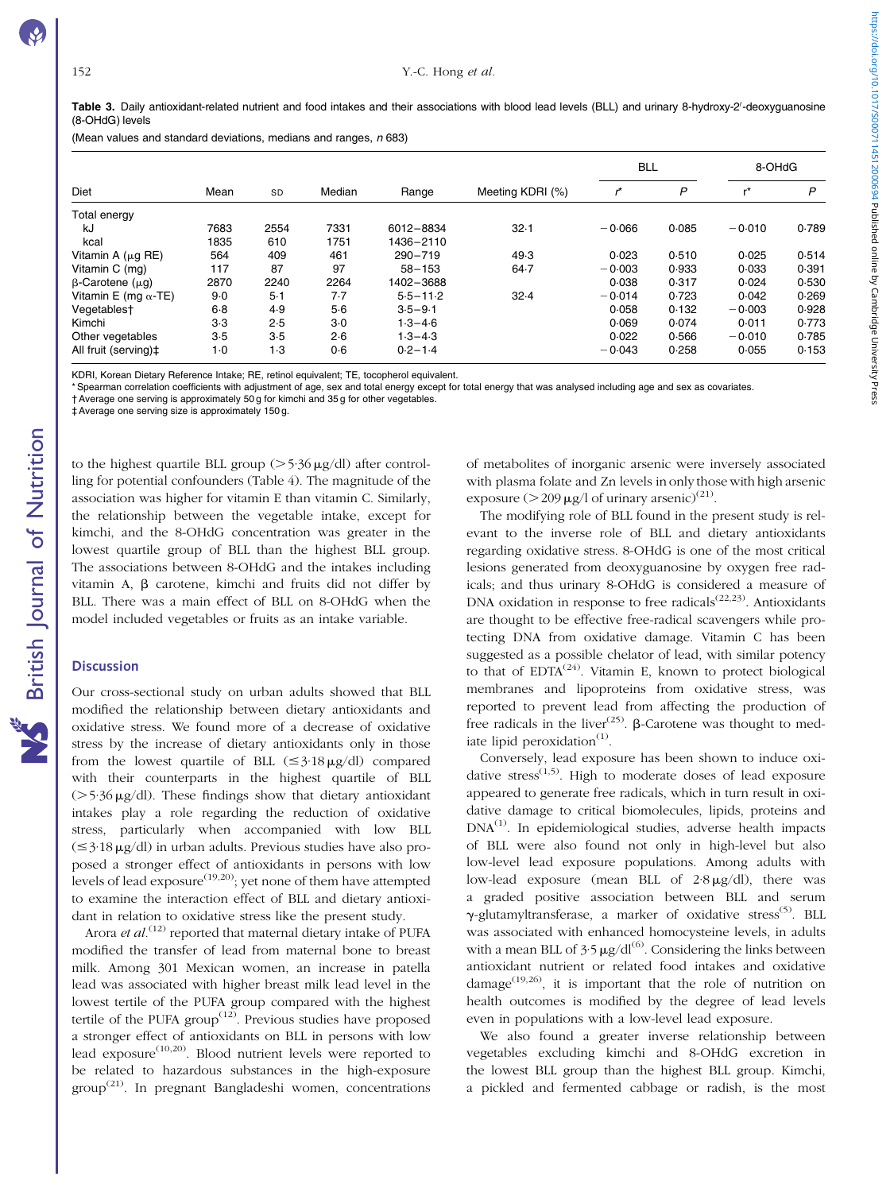**Table 3.** Daily antioxidant-related nutrient and food intakes and their associations with blood lead levels (BLL) and urinary 8-hydroxy-2′-deoxyguanosine (8-OHdG) levels

(Mean values and standard deviations, medians and ranges, *n* 683)

| | | | | | | BLL | | 8-OHdG | |
|---|---|---|---|---|---|---|---|---|---|
| Diet | Mean | SD | Median | Range | Meeting KDRI (%) | *r** | *P* | *r** | *P* |
| Total energy | | | | | | | | | |
| kJ | 7683 | 2554 | 7331 | 6012–8834 | 32·1 | −0·066 | 0·085 | −0·010 | 0·789 |
| kcal | 1835 | 610 | 1751 | 1436–2110 | | | | | |
| Vitamin A (μg RE) | 564 | 409 | 461 | 290–719 | 49·3 | 0·023 | 0·510 | 0·025 | 0·514 |
| Vitamin C (mg) | 117 | 87 | 97 | 58–153 | 64·7 | −0·003 | 0·933 | 0·033 | 0·391 |
| β-Carotene (μg) | 2870 | 2240 | 2264 | 1402–3688 | | 0·038 | 0·317 | 0·024 | 0·530 |
| Vitamin E (mg α-TE) | 9·0 | 5·1 | 7·7 | 5·5–11·2 | 32·4 | −0·014 | 0·723 | 0·042 | 0·269 |
| Vegetables† | 6·8 | 4·9 | 5·6 | 3·5–9·1 | | 0·058 | 0·132 | −0·003 | 0·928 |
| Kimchi | 3·3 | 2·5 | 3·0 | 1·3–4·6 | | 0·069 | 0·074 | 0·011 | 0·773 |
| Other vegetables | 3·5 | 3·5 | 2·6 | 1·3–4·3 | | 0·022 | 0·566 | −0·010 | 0·785 |
| All fruit (serving)‡ | 1·0 | 1·3 | 0·6 | 0·2–1·4 | | −0·043 | 0·258 | 0·055 | 0·153 |

KDRI, Korean Dietary Reference Intake; RE, retinol equivalent; TE, tocopherol equivalent.
\* Spearman correlation coefficients with adjustment of age, sex and total energy except for total energy that was analysed including age and sex as covariates.
† Average one serving is approximately 50 g for kimchi and 35 g for other vegetables.
‡ Average one serving size is approximately 150 g.

to the highest quartile BLL group (>5·36 μg/dl) after controlling for potential confounders (Table 4). The magnitude of the association was higher for vitamin E than vitamin C. Similarly, the relationship between the vegetable intake, except for kimchi, and the 8-OHdG concentration was greater in the lowest quartile group of BLL than the highest BLL group. The associations between 8-OHdG and the intakes including vitamin A, β carotene, kimchi and fruits did not differ by BLL. There was a main effect of BLL on 8-OHdG when the model included vegetables or fruits as an intake variable.

## Discussion

Our cross-sectional study on urban adults showed that BLL modified the relationship between dietary antioxidants and oxidative stress. We found more of a decrease of oxidative stress by the increase of dietary antioxidants only in those from the lowest quartile of BLL (≤3·18 μg/dl) compared with their counterparts in the highest quartile of BLL (>5·36 μg/dl). These findings show that dietary antioxidant intakes play a role regarding the reduction of oxidative stress, particularly when accompanied with low BLL (≤3·18 μg/dl) in urban adults. Previous studies have also proposed a stronger effect of antioxidants in persons with low levels of lead exposure[19,20]; yet none of them have attempted to examine the interaction effect of BLL and dietary antioxidant in relation to oxidative stress like the present study.

Arora *et al.*[12] reported that maternal dietary intake of PUFA modified the transfer of lead from maternal bone to breast milk. Among 301 Mexican women, an increase in patella lead was associated with higher breast milk lead level in the lowest tertile of the PUFA group compared with the highest tertile of the PUFA group[12]. Previous studies have proposed a stronger effect of antioxidants on BLL in persons with low lead exposure[10,20]. Blood nutrient levels were reported to be related to hazardous substances in the high-exposure group[21]. In pregnant Bangladeshi women, concentrations of metabolites of inorganic arsenic were inversely associated with plasma folate and Zn levels in only those with high arsenic exposure (>209 μg/l of urinary arsenic)[21].

The modifying role of BLL found in the present study is relevant to the inverse role of BLL and dietary antioxidants regarding oxidative stress. 8-OHdG is one of the most critical lesions generated from deoxyguanosine by oxygen free radicals; and thus urinary 8-OHdG is considered a measure of DNA oxidation in response to free radicals[22,23]. Antioxidants are thought to be effective free-radical scavengers while protecting DNA from oxidative damage. Vitamin C has been suggested as a possible chelator of lead, with similar potency to that of EDTA[24]. Vitamin E, known to protect biological membranes and lipoproteins from oxidative stress, was reported to prevent lead from affecting the production of free radicals in the liver[25]. β-Carotene was thought to mediate lipid peroxidation[1].

Conversely, lead exposure has been shown to induce oxidative stress[1,5]. High to moderate doses of lead exposure appeared to generate free radicals, which in turn result in oxidative damage to critical biomolecules, lipids, proteins and DNA[1]. In epidemiological studies, adverse health impacts of BLL were also found not only in high-level but also low-level lead exposure populations. Among adults with low-lead exposure (mean BLL of 2·8 μg/dl), there was a graded positive association between BLL and serum γ-glutamyltransferase, a marker of oxidative stress[5]. BLL was associated with enhanced homocysteine levels, in adults with a mean BLL of 3·5 μg/dl[6]. Considering the links between antioxidant nutrient or related food intakes and oxidative damage[19,26], it is important that the role of nutrition on health outcomes is modified by the degree of lead levels even in populations with a low-level lead exposure.

We also found a greater inverse relationship between vegetables excluding kimchi and 8-OHdG excretion in the lowest BLL group than the highest BLL group. Kimchi, a pickled and fermented cabbage or radish, is the most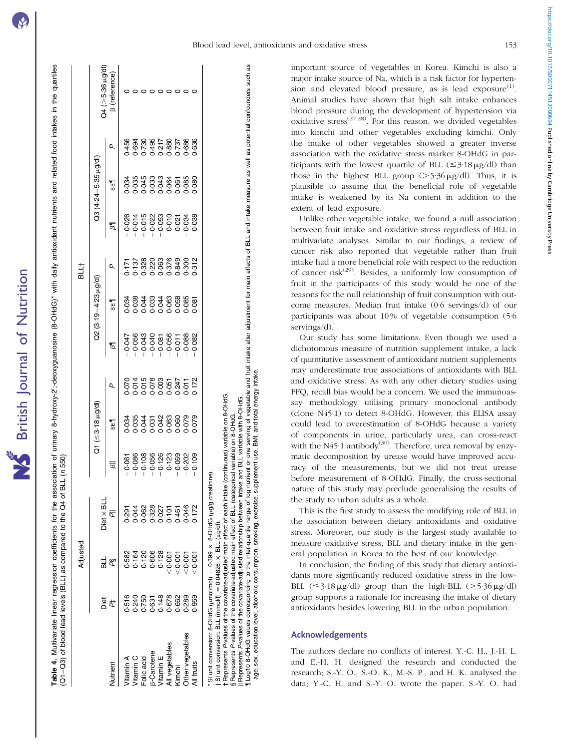**Table 4.** Multivariate linear regression coefficients for the association of urinary 8-hydroxy-2′-deoxyguanosine (8-OHdG)* with daily antioxidant nutrients and related food intakes in the quartiles (Q1–Q3) of blood lead levels (BLL) as compared to the Q4 of BLL (n 550)

| | Adjusted | | | BLL† | | | | | | | | | |
|---|---|---|---|---|---|---|---|---|---|---|---|---|---|
| | Diet | BLL | Diet × BLL | Q1 (≤3·18 μg/dl) | | | Q2 (3·19–4·23 μg/dl) | | | Q3 (4·24–5·35 μg/dl) | | | Q4 (>5·36 μg/dl) |
| Nutrient | P‡ | P§ | P‖ | β‖ | SE¶ | P | β¶ | SE¶ | P | β¶ | SE¶ | P | β (reference) |
| Vitamin A | 0·516 | 0·582 | 0·291 | −0·061 | 0·034 | 0·070 | −0·047 | 0·034 | 0·171 | −0·026 | 0·034 | 0·456 | 0 |
| Vitamin C | 0·240 | 0·164 | 0·044 | −0·086 | 0·035 | 0·014 | −0·056 | 0·038 | 0·137 | −0·014 | 0·035 | 0·694 | 0 |
| Folic acid | 0·750 | 0·120 | 0·062 | −0·108 | 0·044 | 0·015 | −0·043 | 0·044 | 0·328 | −0·015 | 0·045 | 0·730 | 0 |
| β-Carotene | 0·631 | 0·606 | 0·328 | −0·056 | 0·031 | 0·078 | −0·040 | 0·033 | 0·220 | −0·022 | 0·033 | 0·495 | 0 |
| Vitamin E | 0·148 | 0·128 | 0·027 | −0·126 | 0·042 | 0·003 | −0·081 | 0·044 | 0·063 | −0·053 | 0·043 | 0·217 | 0 |
| All vegetables | 0·678 | <0·001 | 0·101 | 0·123 | 0·063 | 0·051 | −0·056 | 0·063 | 0·376 | 0·010 | 0·064 | 0·880 | 0 |
| Kimchi | 0·662 | <0·001 | 0·461 | −0·069 | 0·060 | 0·247 | −0·011 | 0·058 | 0·849 | 0·021 | 0·061 | 0·737 | 0 |
| Other vegetables | 0·289 | <0·001 | 0·046 | −0·202 | 0·079 | 0·011 | −0·088 | 0·085 | 0·300 | −0·034 | 0·085 | 0·686 | 0 |
| All fruits | 0·969 | <0·001 | 0·172 | −0·109 | 0·079 | 0·172 | −0·082 | 0·081 | 0·312 | 0·038 | 0·080 | 0·636 | 0 |

\* SI unit conversion: 8-OHdG (μmol/mol) = 0·399 × 8-OHdG (μg/g creatinine).
† SI unit conversion: BLL (mmol/l) = 0·04826 × BLL (μg/dl).
‡ Represents P-values of the covariate-adjusted main effect of each intake (continuous) variable on 8-OHdG.
§ Represents P-values of the covariate-adjusted main effect of BLL (categorical variable) on 8-OHdG.
‖ Represents P-values of the covariate-adjusted relationship between intake and BLL variable with 8-OHdG.
¶ Log10 8-OHdG values corresponding to the inter-quartile range of log nutrient or one serving of vegetable and fruit intake after adjustment for main effects of BLL and intake measure as well as potential confounders such as age, sex, education level, alcoholic consumption, smoking, exercise, supplement use, BMI, and total energy intake.

important source of vegetables in Korea. Kimchi is also a major intake source of Na, which is a risk factor for hypertension and elevated blood pressure, as is lead exposure[1]. Animal studies have shown that high salt intake enhances blood pressure during the development of hypertension via oxidative stress[27,28]. For this reason, we divided vegetables into kimchi and other vegetables excluding kimchi. Only the intake of other vegetables showed a greater inverse association with the oxidative stress marker 8-OHdG in participants with the lowest quartile of BLL (≤3·18 μg/dl) than those in the highest BLL group (>5·36 μg/dl). Thus, it is plausible to assume that the beneficial role of vegetable intake is weakened by its Na content in addition to the extent of lead exposure.

Unlike other vegetable intake, we found a null association between fruit intake and oxidative stress regardless of BLL in multivariate analyses. Similar to our findings, a review of cancer risk also reported that vegetable rather than fruit intake had a more beneficial role with respect to the reduction of cancer risk[29]. Besides, a uniformly low consumption of fruit in the participants of this study would be one of the reasons for the null relationship of fruit consumption with outcome measures. Median fruit intake (0·6 servings/d) of our participants was about 10 % of vegetable consumption (5·6 servings/d).

Our study has some limitations. Even though we used a dichotomous measure of nutrition supplement intake, a lack of quantitative assessment of antioxidant nutrient supplements may underestimate true associations of antioxidants with BLL and oxidative stress. As with any other dietary studies using FFQ, recall bias would be a concern. We used the immunoassay methodology utilising primary monoclonal antibody (clone N45·1) to detect 8-OHdG. However, this ELISA assay could lead to overestimation of 8-OHdG because a variety of components in urine, particularly urea, can cross-react with the N45·1 antibody[30]. Therefore, urea removal by enzymatic decomposition by urease would have improved accuracy of the measurements, but we did not treat urease before measurement of 8-OHdG. Finally, the cross-sectional nature of this study may preclude generalising the results of the study to urban adults as a whole.

This is the first study to assess the modifying role of BLL in the association between dietary antioxidants and oxidative stress. Moreover, our study is the largest study available to measure oxidative stress, BLL and dietary intake in the general population in Korea to the best of our knowledge.

In conclusion, the finding of this study that dietary antioxidants more significantly reduced oxidative stress in the low-BLL (≤3·18 μg/dl) group than the high-BLL (>5·36 μg/dl) group supports a rationale for increasing the intake of dietary antioxidants besides lowering BLL in the urban population.

## Acknowledgements

The authors declare no conflicts of interest. Y.-C. H., J.-H. L. and E.-H. H. designed the research and conducted the research; S.-Y. O., S.-O. K., M.-S. P., and H. K. analysed the data; Y.-C. H. and S.-Y. O. wrote the paper. S.-Y. O. had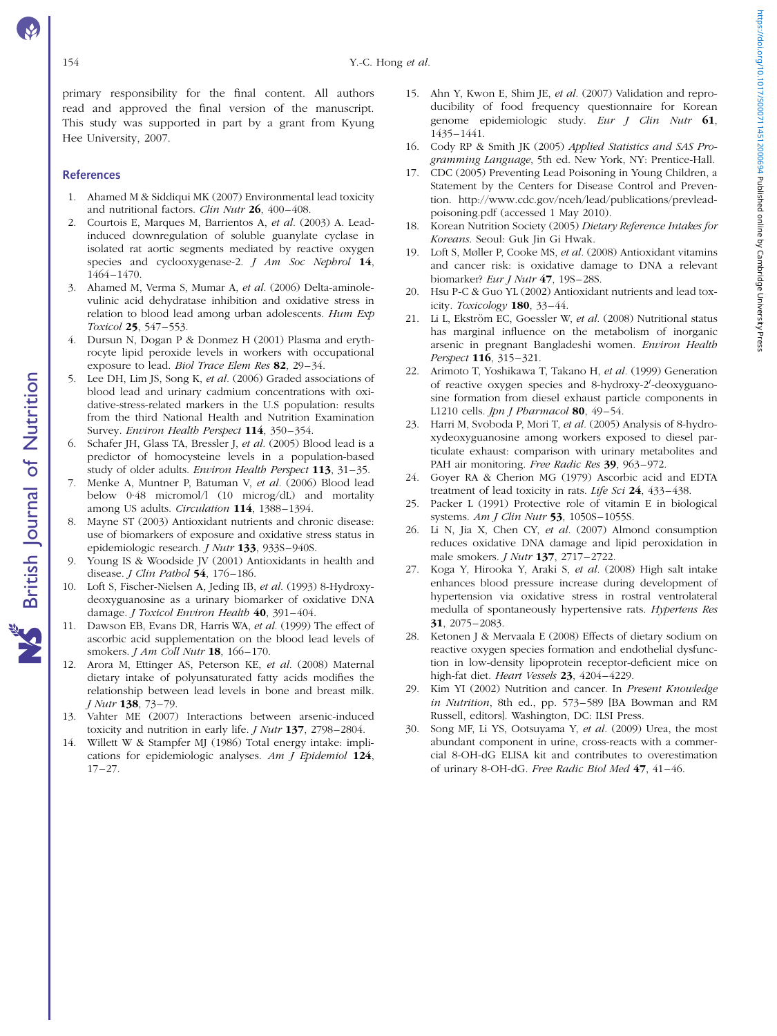primary responsibility for the final content. All authors read and approved the final version of the manuscript. This study was supported in part by a grant from Kyung Hee University, 2007.

## References

1. Ahamed M & Siddiqui MK (2007) Environmental lead toxicity and nutritional factors. *Clin Nutr* **26**, 400–408.
2. Courtois E, Marques M, Barrientos A, *et al.* (2003) A. Lead-induced downregulation of soluble guanylate cyclase in isolated rat aortic segments mediated by reactive oxygen species and cyclooxygenase-2. *J Am Soc Nephrol* **14**, 1464–1470.
3. Ahamed M, Verma S, Mumar A, *et al.* (2006) Delta-aminolevulinic acid dehydratase inhibition and oxidative stress in relation to blood lead among urban adolescents. *Hum Exp Toxicol* **25**, 547–553.
4. Dursun N, Dogan P & Donmez H (2001) Plasma and erythrocyte lipid peroxide levels in workers with occupational exposure to lead. *Biol Trace Elem Res* **82**, 29–34.
5. Lee DH, Lim JS, Song K, *et al.* (2006) Graded associations of blood lead and urinary cadmium concentrations with oxidative-stress-related markers in the U.S population: results from the third National Health and Nutrition Examination Survey. *Environ Health Perspect* **114**, 350–354.
6. Schafer JH, Glass TA, Bressler J, *et al.* (2005) Blood lead is a predictor of homocysteine levels in a population-based study of older adults. *Environ Health Perspect* **113**, 31–35.
7. Menke A, Muntner P, Batuman V, *et al.* (2006) Blood lead below 0·48 micromol/l (10 microg/dL) and mortality among US adults. *Circulation* **114**, 1388–1394.
8. Mayne ST (2003) Antioxidant nutrients and chronic disease: use of biomarkers of exposure and oxidative stress status in epidemiologic research. *J Nutr* **133**, 933S–940S.
9. Young IS & Woodside JV (2001) Antioxidants in health and disease. *J Clin Pathol* **54**, 176–186.
10. Loft S, Fischer-Nielsen A, Jeding IB, *et al.* (1993) 8-Hydroxydeoxyguanosine as a urinary biomarker of oxidative DNA damage. *J Toxicol Environ Health* **40**, 391–404.
11. Dawson EB, Evans DR, Harris WA, *et al.* (1999) The effect of ascorbic acid supplementation on the blood lead levels of smokers. *J Am Coll Nutr* **18**, 166–170.
12. Arora M, Ettinger AS, Peterson KE, *et al.* (2008) Maternal dietary intake of polyunsaturated fatty acids modifies the relationship between lead levels in bone and breast milk. *J Nutr* **138**, 73–79.
13. Vahter ME (2007) Interactions between arsenic-induced toxicity and nutrition in early life. *J Nutr* **137**, 2798–2804.
14. Willett W & Stampfer MJ (1986) Total energy intake: implications for epidemiologic analyses. *Am J Epidemiol* **124**, 17–27.
15. Ahn Y, Kwon E, Shim JE, *et al.* (2007) Validation and reproducibility of food frequency questionnaire for Korean genome epidemiologic study. *Eur J Clin Nutr* **61**, 1435–1441.
16. Cody RP & Smith JK (2005) *Applied Statistics and SAS Programming Language*, 5th ed. New York, NY: Prentice-Hall.
17. CDC (2005) Preventing Lead Poisoning in Young Children, a Statement by the Centers for Disease Control and Prevention. http://www.cdc.gov/nceh/lead/publications/prevleadpoisoning.pdf (accessed 1 May 2010).
18. Korean Nutrition Society (2005) *Dietary Reference Intakes for Koreans*. Seoul: Guk Jin Gi Hwak.
19. Loft S, Møller P, Cooke MS, *et al.* (2008) Antioxidant vitamins and cancer risk: is oxidative damage to DNA a relevant biomarker? *Eur J Nutr* **47**, 19S–28S.
20. Hsu P-C & Guo YL (2002) Antioxidant nutrients and lead toxicity. *Toxicology* **180**, 33–44.
21. Li L, Ekström EC, Goessler W, *et al.* (2008) Nutritional status has marginal influence on the metabolism of inorganic arsenic in pregnant Bangladeshi women. *Environ Health Perspect* **116**, 315–321.
22. Arimoto T, Yoshikawa T, Takano H, *et al.* (1999) Generation of reactive oxygen species and 8-hydroxy-2′-deoxyguanosine formation from diesel exhaust particle components in L1210 cells. *Jpn J Pharmacol* **80**, 49–54.
23. Harri M, Svoboda P, Mori T, *et al.* (2005) Analysis of 8-hydroxydeoxyguanosine among workers exposed to diesel particulate exhaust: comparison with urinary metabolites and PAH air monitoring. *Free Radic Res* **39**, 963–972.
24. Goyer RA & Cherion MG (1979) Ascorbic acid and EDTA treatment of lead toxicity in rats. *Life Sci* **24**, 433–438.
25. Packer L (1991) Protective role of vitamin E in biological systems. *Am J Clin Nutr* **53**, 1050S–1055S.
26. Li N, Jia X, Chen CY, *et al.* (2007) Almond consumption reduces oxidative DNA damage and lipid peroxidation in male smokers. *J Nutr* **137**, 2717–2722.
27. Koga Y, Hirooka Y, Araki S, *et al.* (2008) High salt intake enhances blood pressure increase during development of hypertension via oxidative stress in rostral ventrolateral medulla of spontaneously hypertensive rats. *Hypertens Res* **31**, 2075–2083.
28. Ketonen J & Mervaala E (2008) Effects of dietary sodium on reactive oxygen species formation and endothelial dysfunction in low-density lipoprotein receptor-deficient mice on high-fat diet. *Heart Vessels* **23**, 4204–4229.
29. Kim YI (2002) Nutrition and cancer. In *Present Knowledge in Nutrition*, 8th ed., pp. 573–589 [BA Bowman and RM Russell, editors]. Washington, DC: ILSI Press.
30. Song MF, Li YS, Ootsuyama Y, *et al.* (2009) Urea, the most abundant component in urine, cross-reacts with a commercial 8-OH-dG ELISA kit and contributes to overestimation of urinary 8-OH-dG. *Free Radic Biol Med* **47**, 41–46.